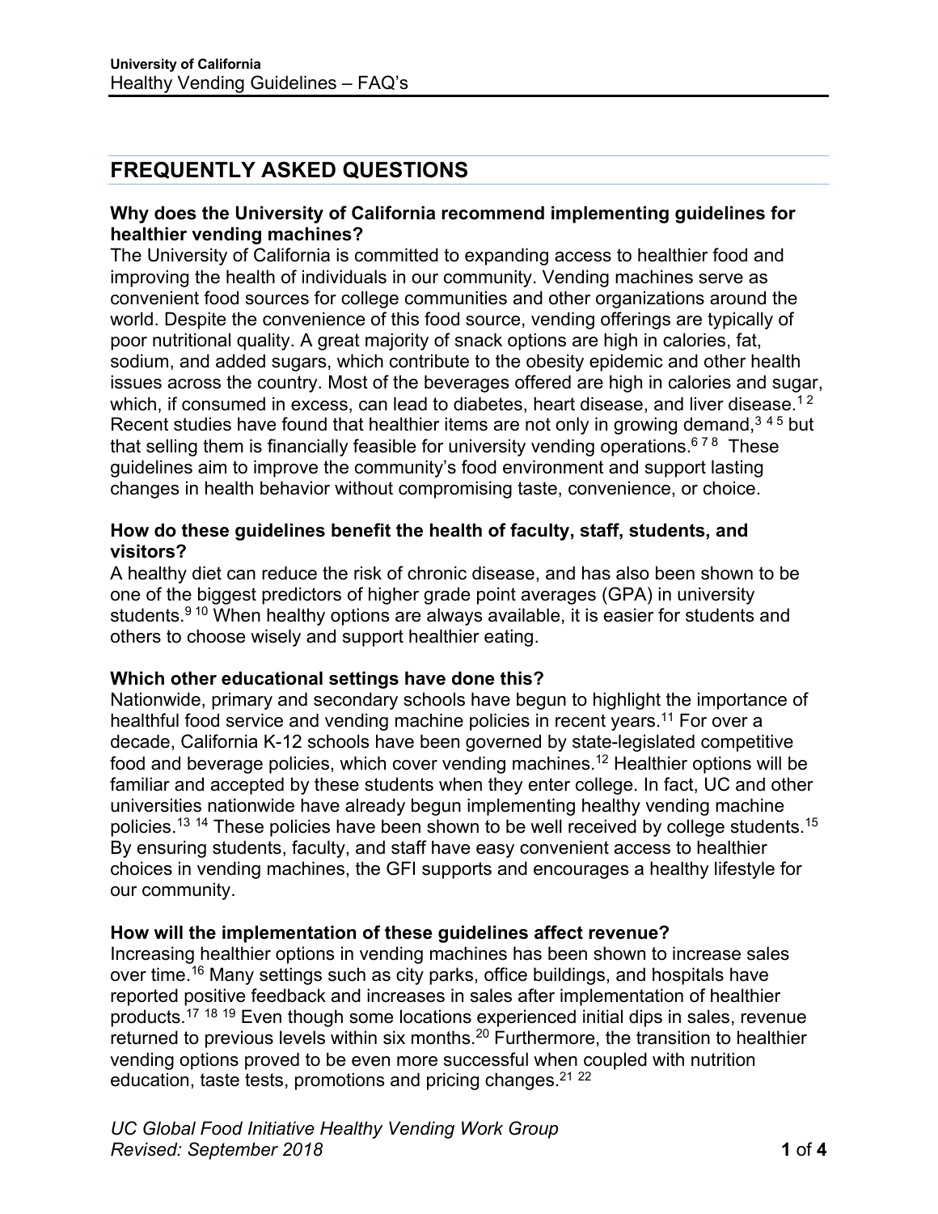# FREQUENTLY ASKED QUESTIONS

### Why does the University of California recommend implementing guidelines for healthier vending machines?

The University of California is committed to expanding access to healthier food and improving the health of individuals in our community. Vending machines serve as convenient food sources for college communities and other organizations around the world. Despite the convenience of this food source, vending offerings are typically of poor nutritional quality. A great majority of snack options are high in calories, fat, sodium, and added sugars, which contribute to the obesity epidemic and other health issues across the country. Most of the beverages offered are high in calories and sugar, which, if consumed in excess, can lead to diabetes, heart disease, and liver disease.[1,2] Recent studies have found that healthier items are not only in growing demand,[3,4,5] but that selling them is financially feasible for university vending operations.[6,7,8] These guidelines aim to improve the community's food environment and support lasting changes in health behavior without compromising taste, convenience, or choice.

### How do these guidelines benefit the health of faculty, staff, students, and visitors?

A healthy diet can reduce the risk of chronic disease, and has also been shown to be one of the biggest predictors of higher grade point averages (GPA) in university students.[9,10] When healthy options are always available, it is easier for students and others to choose wisely and support healthier eating.

### Which other educational settings have done this?

Nationwide, primary and secondary schools have begun to highlight the importance of healthful food service and vending machine policies in recent years.[11] For over a decade, California K-12 schools have been governed by state-legislated competitive food and beverage policies, which cover vending machines.[12] Healthier options will be familiar and accepted by these students when they enter college. In fact, UC and other universities nationwide have already begun implementing healthy vending machine policies.[13,14] These policies have been shown to be well received by college students.[15] By ensuring students, faculty, and staff have easy convenient access to healthier choices in vending machines, the GFI supports and encourages a healthy lifestyle for our community.

### How will the implementation of these guidelines affect revenue?

Increasing healthier options in vending machines has been shown to increase sales over time.[16] Many settings such as city parks, office buildings, and hospitals have reported positive feedback and increases in sales after implementation of healthier products.[17,18,19] Even though some locations experienced initial dips in sales, revenue returned to previous levels within six months.[20] Furthermore, the transition to healthier vending options proved to be even more successful when coupled with nutrition education, taste tests, promotions and pricing changes.[21,22]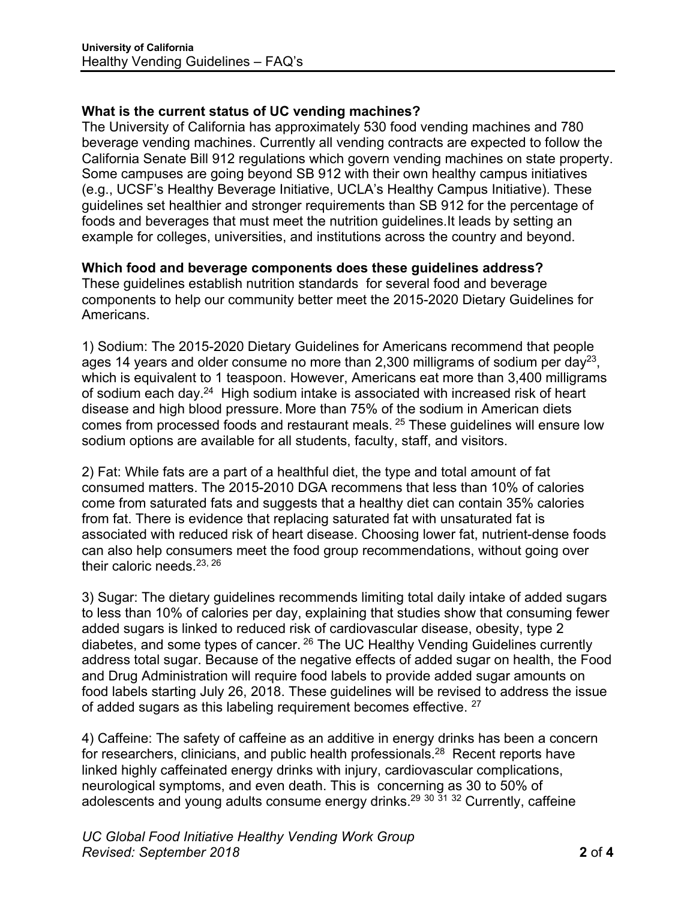**What is the current status of UC vending machines?**

The University of California has approximately 530 food vending machines and 780 beverage vending machines. Currently all vending contracts are expected to follow the California Senate Bill 912 regulations which govern vending machines on state property. Some campuses are going beyond SB 912 with their own healthy campus initiatives (e.g., UCSF's Healthy Beverage Initiative, UCLA's Healthy Campus Initiative). These guidelines set healthier and stronger requirements than SB 912 for the percentage of foods and beverages that must meet the nutrition guidelines.It leads by setting an example for colleges, universities, and institutions across the country and beyond.

**Which food and beverage components does these guidelines address?**

These guidelines establish nutrition standards for several food and beverage components to help our community better meet the 2015-2020 Dietary Guidelines for Americans.

1) Sodium: The 2015-2020 Dietary Guidelines for Americans recommend that people ages 14 years and older consume no more than 2,300 milligrams of sodium per day[23], which is equivalent to 1 teaspoon. However, Americans eat more than 3,400 milligrams of sodium each day.[24] High sodium intake is associated with increased risk of heart disease and high blood pressure. More than 75% of the sodium in American diets comes from processed foods and restaurant meals. [25] These guidelines will ensure low sodium options are available for all students, faculty, staff, and visitors.

2) Fat: While fats are a part of a healthful diet, the type and total amount of fat consumed matters. The 2015-2010 DGA recommens that less than 10% of calories come from saturated fats and suggests that a healthy diet can contain 35% calories from fat. There is evidence that replacing saturated fat with unsaturated fat is associated with reduced risk of heart disease. Choosing lower fat, nutrient-dense foods can also help consumers meet the food group recommendations, without going over their caloric needs.[23, 26]

3) Sugar: The dietary guidelines recommends limiting total daily intake of added sugars to less than 10% of calories per day, explaining that studies show that consuming fewer added sugars is linked to reduced risk of cardiovascular disease, obesity, type 2 diabetes, and some types of cancer. [26] The UC Healthy Vending Guidelines currently address total sugar. Because of the negative effects of added sugar on health, the Food and Drug Administration will require food labels to provide added sugar amounts on food labels starting July 26, 2018. These guidelines will be revised to address the issue of added sugars as this labeling requirement becomes effective. [27]

4) Caffeine: The safety of caffeine as an additive in energy drinks has been a concern for researchers, clinicians, and public health professionals.[28] Recent reports have linked highly caffeinated energy drinks with injury, cardiovascular complications, neurological symptoms, and even death. This is concerning as 30 to 50% of adolescents and young adults consume energy drinks.[29 30 31 32] Currently, caffeine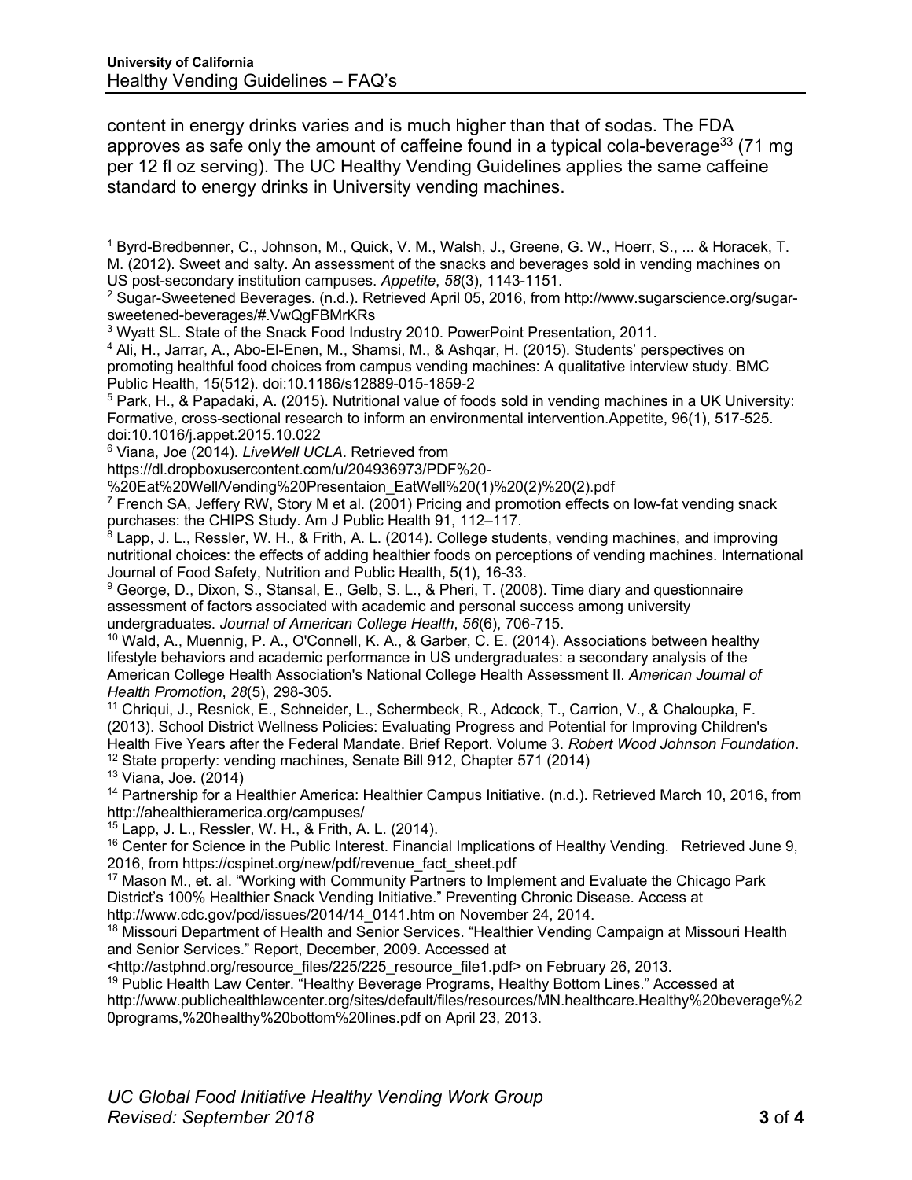content in energy drinks varies and is much higher than that of sodas. The FDA approves as safe only the amount of caffeine found in a typical cola-beverage[33] (71 mg per 12 fl oz serving). The UC Healthy Vending Guidelines applies the same caffeine standard to energy drinks in University vending machines.

---

[1] Byrd-Bredbenner, C., Johnson, M., Quick, V. M., Walsh, J., Greene, G. W., Hoerr, S., ... & Horacek, T. M. (2012). Sweet and salty. An assessment of the snacks and beverages sold in vending machines on US post-secondary institution campuses. *Appetite*, *58*(3), 1143-1151.

[2] Sugar-Sweetened Beverages. (n.d.). Retrieved April 05, 2016, from http://www.sugarscience.org/sugar-sweetened-beverages/#.VwQgFBMrKRs

[3] Wyatt SL. State of the Snack Food Industry 2010. PowerPoint Presentation, 2011.

[4] Ali, H., Jarrar, A., Abo-El-Enen, M., Shamsi, M., & Ashqar, H. (2015). Students' perspectives on promoting healthful food choices from campus vending machines: A qualitative interview study. BMC Public Health, 15(512). doi:10.1186/s12889-015-1859-2

[5] Park, H., & Papadaki, A. (2015). Nutritional value of foods sold in vending machines in a UK University: Formative, cross-sectional research to inform an environmental intervention.Appetite, 96(1), 517-525. doi:10.1016/j.appet.2015.10.022

[6] Viana, Joe (2014). *LiveWell UCLA*. Retrieved from https://dl.dropboxusercontent.com/u/204936973/PDF%20-%20Eat%20Well/Vending%20Presentaion_EatWell%20(1)%20(2)%20(2).pdf

[7] French SA, Jeffery RW, Story M et al. (2001) Pricing and promotion effects on low-fat vending snack purchases: the CHIPS Study. Am J Public Health 91, 112–117.

[8] Lapp, J. L., Ressler, W. H., & Frith, A. L. (2014). College students, vending machines, and improving nutritional choices: the effects of adding healthier foods on perceptions of vending machines. International Journal of Food Safety, Nutrition and Public Health, 5(1), 16-33.

[9] George, D., Dixon, S., Stansal, E., Gelb, S. L., & Pheri, T. (2008). Time diary and questionnaire assessment of factors associated with academic and personal success among university undergraduates. *Journal of American College Health*, *56*(6), 706-715.

[10] Wald, A., Muennig, P. A., O'Connell, K. A., & Garber, C. E. (2014). Associations between healthy lifestyle behaviors and academic performance in US undergraduates: a secondary analysis of the American College Health Association's National College Health Assessment II. *American Journal of Health Promotion*, *28*(5), 298-305.

[11] Chriqui, J., Resnick, E., Schneider, L., Schermbeck, R., Adcock, T., Carrion, V., & Chaloupka, F. (2013). School District Wellness Policies: Evaluating Progress and Potential for Improving Children's Health Five Years after the Federal Mandate. Brief Report. Volume 3. *Robert Wood Johnson Foundation*.

[12] State property: vending machines, Senate Bill 912, Chapter 571 (2014)

[13] Viana, Joe. (2014)

[14] Partnership for a Healthier America: Healthier Campus Initiative. (n.d.). Retrieved March 10, 2016, from http://ahealthieramerica.org/campuses/

[15] Lapp, J. L., Ressler, W. H., & Frith, A. L. (2014).

[16] Center for Science in the Public Interest. Financial Implications of Healthy Vending. Retrieved June 9, 2016, from https://cspinet.org/new/pdf/revenue_fact_sheet.pdf

[17] Mason M., et. al. "Working with Community Partners to Implement and Evaluate the Chicago Park District's 100% Healthier Snack Vending Initiative." Preventing Chronic Disease. Access at http://www.cdc.gov/pcd/issues/2014/14_0141.htm on November 24, 2014.

[18] Missouri Department of Health and Senior Services. "Healthier Vending Campaign at Missouri Health and Senior Services." Report, December, 2009. Accessed at <http://astphnd.org/resource_files/225/225_resource_file1.pdf> on February 26, 2013.

[19] Public Health Law Center. "Healthy Beverage Programs, Healthy Bottom Lines." Accessed at http://www.publichealthlawcenter.org/sites/default/files/resources/MN.healthcare.Healthy%20beverage%20programs,%20healthy%20bottom%20lines.pdf on April 23, 2013.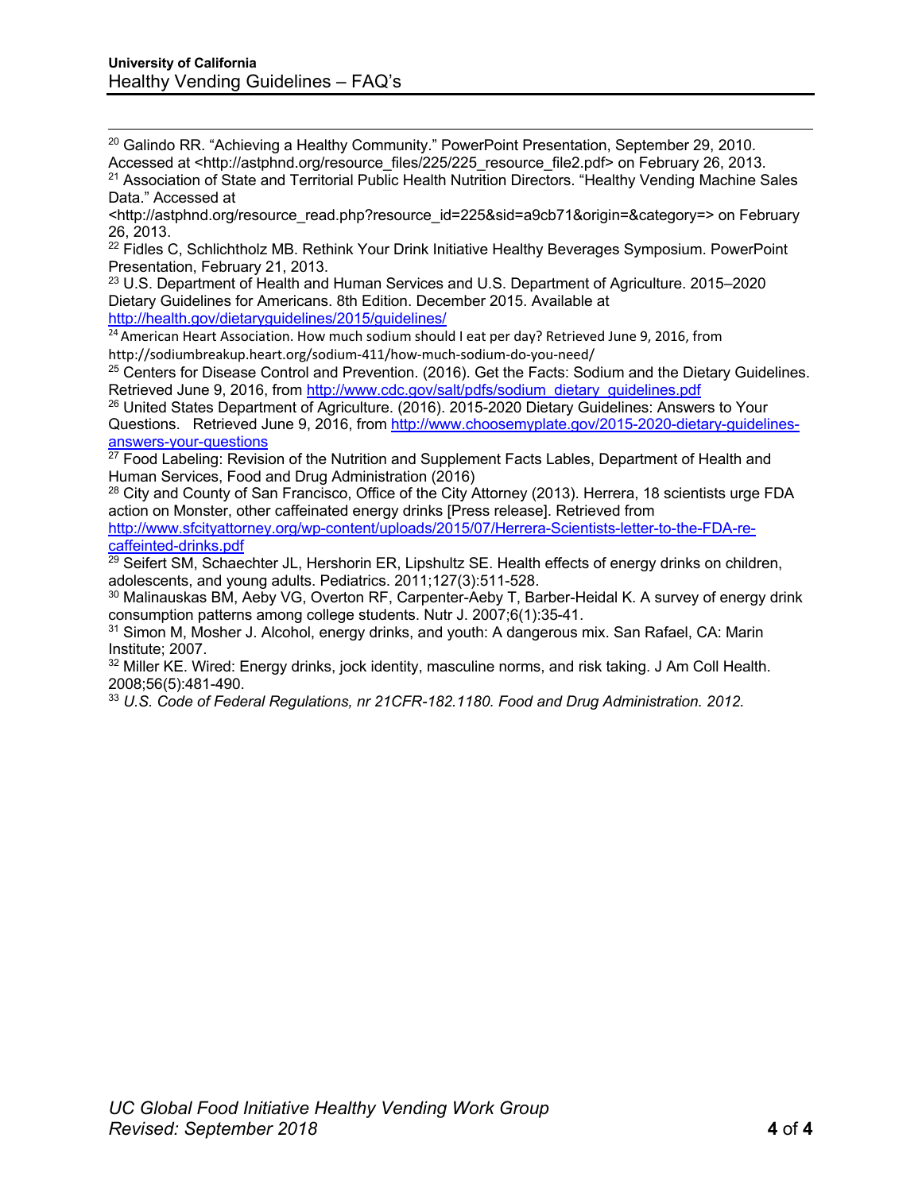[20] Galindo RR. "Achieving a Healthy Community." PowerPoint Presentation, September 29, 2010. Accessed at <http://astphnd.org/resource_files/225/225_resource_file2.pdf> on February 26, 2013.

[21] Association of State and Territorial Public Health Nutrition Directors. "Healthy Vending Machine Sales Data." Accessed at <http://astphnd.org/resource_read.php?resource_id=225&sid=a9cb71&origin=&category=> on February 26, 2013.

[22] Fidles C, Schlichtholz MB. Rethink Your Drink Initiative Healthy Beverages Symposium. PowerPoint Presentation, February 21, 2013.

[23] U.S. Department of Health and Human Services and U.S. Department of Agriculture. 2015–2020 Dietary Guidelines for Americans. 8th Edition. December 2015. Available at http://health.gov/dietaryguidelines/2015/guidelines/

[24] American Heart Association. How much sodium should I eat per day? Retrieved June 9, 2016, from http://sodiumbreakup.heart.org/sodium-411/how-much-sodium-do-you-need/

[25] Centers for Disease Control and Prevention. (2016). Get the Facts: Sodium and the Dietary Guidelines. Retrieved June 9, 2016, from http://www.cdc.gov/salt/pdfs/sodium_dietary_guidelines.pdf

[26] United States Department of Agriculture. (2016). 2015-2020 Dietary Guidelines: Answers to Your Questions. Retrieved June 9, 2016, from http://www.choosemyplate.gov/2015-2020-dietary-guidelines-answers-your-questions

[27] Food Labeling: Revision of the Nutrition and Supplement Facts Lables, Department of Health and Human Services, Food and Drug Administration (2016)

[28] City and County of San Francisco, Office of the City Attorney (2013). Herrera, 18 scientists urge FDA action on Monster, other caffeinated energy drinks [Press release]. Retrieved from http://www.sfcityattorney.org/wp-content/uploads/2015/07/Herrera-Scientists-letter-to-the-FDA-re-caffeinted-drinks.pdf

[29] Seifert SM, Schaechter JL, Hershorin ER, Lipshultz SE. Health effects of energy drinks on children, adolescents, and young adults. Pediatrics. 2011;127(3):511-528.

[30] Malinauskas BM, Aeby VG, Overton RF, Carpenter-Aeby T, Barber-Heidal K. A survey of energy drink consumption patterns among college students. Nutr J. 2007;6(1):35-41.

[31] Simon M, Mosher J. Alcohol, energy drinks, and youth: A dangerous mix. San Rafael, CA: Marin Institute; 2007.

[32] Miller KE. Wired: Energy drinks, jock identity, masculine norms, and risk taking. J Am Coll Health. 2008;56(5):481-490.

[33] *U.S. Code of Federal Regulations, nr 21CFR-182.1180. Food and Drug Administration. 2012.*